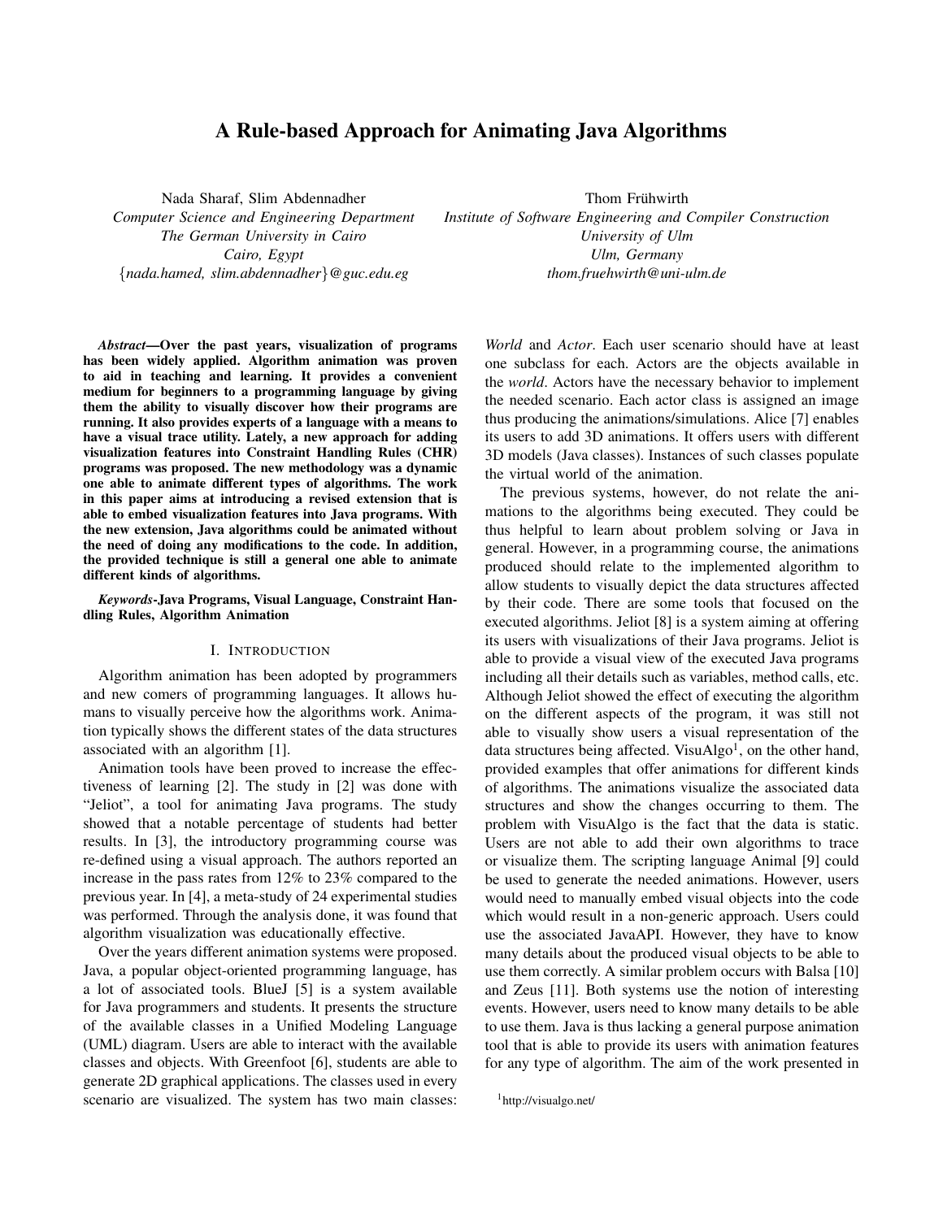# A Rule-based Approach for Animating Java Algorithms

Nada Sharaf, Slim Abdennadher
*Computer Science and Engineering Department*
*The German University in Cairo*
*Cairo, Egypt*
*{nada.hamed, slim.abdennadher}@guc.edu.eg*

Thom Frühwirth
*Institute of Software Engineering and Compiler Construction*
*University of Ulm*
*Ulm, Germany*
*thom.fruehwirth@uni-ulm.de*

***Abstract*—Over the past years, visualization of programs has been widely applied. Algorithm animation was proven to aid in teaching and learning. It provides a convenient medium for beginners to a programming language by giving them the ability to visually discover how their programs are running. It also provides experts of a language with a means to have a visual trace utility. Lately, a new approach for adding visualization features into Constraint Handling Rules (CHR) programs was proposed. The new methodology was a dynamic one able to animate different types of algorithms. The work in this paper aims at introducing a revised extension that is able to embed visualization features into Java programs. With the new extension, Java algorithms could be animated without the need of doing any modifications to the code. In addition, the provided technique is still a general one able to animate different kinds of algorithms.**

***Keywords*-Java Programs, Visual Language, Constraint Handling Rules, Algorithm Animation**

## I. Introduction

Algorithm animation has been adopted by programmers and new comers of programming languages. It allows humans to visually perceive how the algorithms work. Animation typically shows the different states of the data structures associated with an algorithm [1].

Animation tools have been proved to increase the effectiveness of learning [2]. The study in [2] was done with "Jeliot", a tool for animating Java programs. The study showed that a notable percentage of students had better results. In [3], the introductory programming course was re-defined using a visual approach. The authors reported an increase in the pass rates from 12% to 23% compared to the previous year. In [4], a meta-study of 24 experimental studies was performed. Through the analysis done, it was found that algorithm visualization was educationally effective.

Over the years different animation systems were proposed. Java, a popular object-oriented programming language, has a lot of associated tools. BlueJ [5] is a system available for Java programmers and students. It presents the structure of the available classes in a Unified Modeling Language (UML) diagram. Users are able to interact with the available classes and objects. With Greenfoot [6], students are able to generate 2D graphical applications. The classes used in every scenario are visualized. The system has two main classes: *World* and *Actor*. Each user scenario should have at least one subclass for each. Actors are the objects available in the *world*. Actors have the necessary behavior to implement the needed scenario. Each actor class is assigned an image thus producing the animations/simulations. Alice [7] enables its users to add 3D animations. It offers users with different 3D models (Java classes). Instances of such classes populate the virtual world of the animation.

The previous systems, however, do not relate the animations to the algorithms being executed. They could be thus helpful to learn about problem solving or Java in general. However, in a programming course, the animations produced should relate to the implemented algorithm to allow students to visually depict the data structures affected by their code. There are some tools that focused on the executed algorithms. Jeliot [8] is a system aiming at offering its users with visualizations of their Java programs. Jeliot is able to provide a visual view of the executed Java programs including all their details such as variables, method calls, etc. Although Jeliot showed the effect of executing the algorithm on the different aspects of the program, it was still not able to visually show users a visual representation of the data structures being affected. VisuAlgo[1], on the other hand, provided examples that offer animations for different kinds of algorithms. The animations visualize the associated data structures and show the changes occurring to them. The problem with VisuAlgo is the fact that the data is static. Users are not able to add their own algorithms to trace or visualize them. The scripting language Animal [9] could be used to generate the needed animations. However, users would need to manually embed visual objects into the code which would result in a non-generic approach. Users could use the associated JavaAPI. However, they have to know many details about the produced visual objects to be able to use them correctly. A similar problem occurs with Balsa [10] and Zeus [11]. Both systems use the notion of interesting events. However, users need to know many details to be able to use them. Java is thus lacking a general purpose animation tool that is able to provide its users with animation features for any type of algorithm. The aim of the work presented in

[1] http://visualgo.net/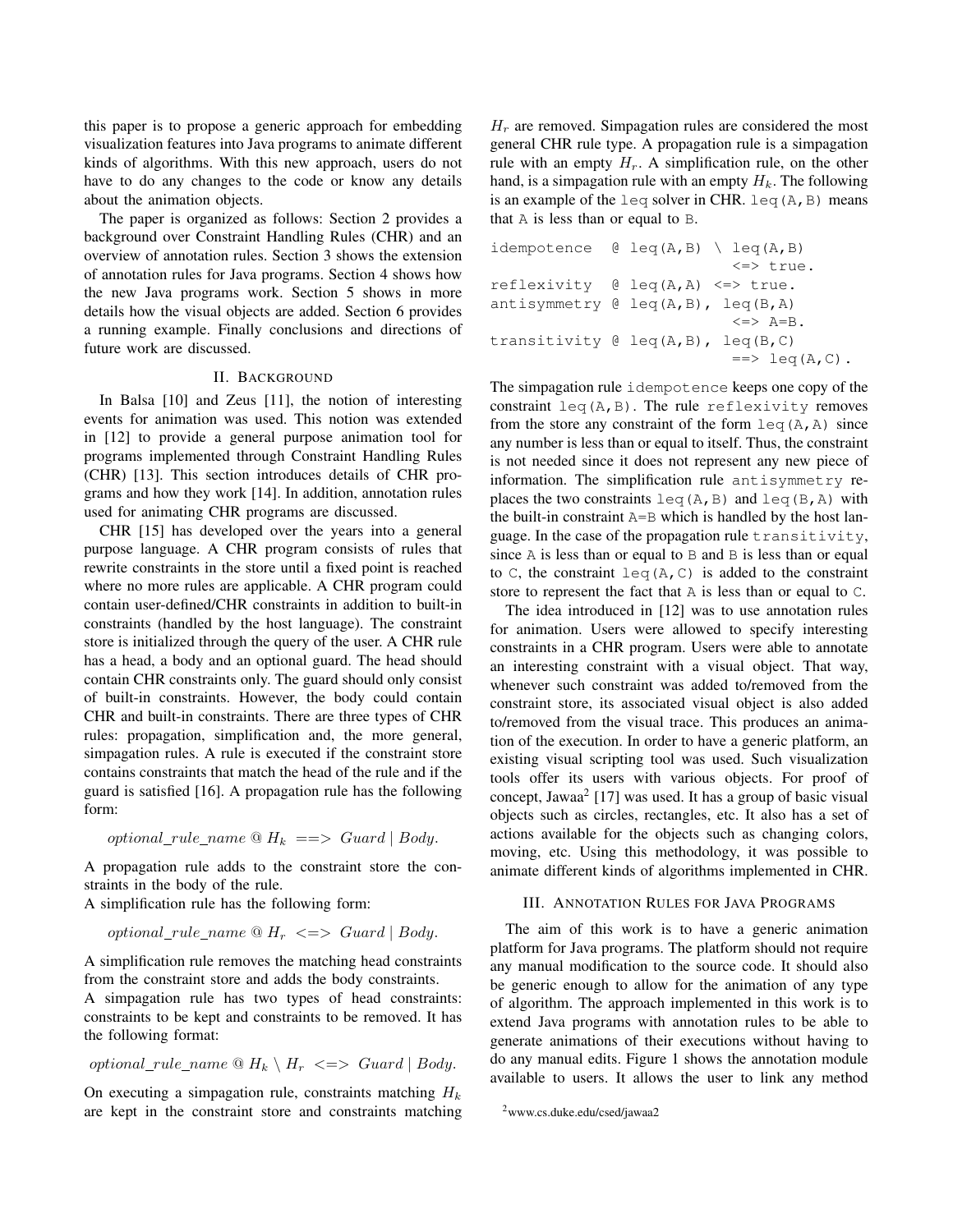this paper is to propose a generic approach for embedding visualization features into Java programs to animate different kinds of algorithms. With this new approach, users do not have to do any changes to the code or know any details about the animation objects.

The paper is organized as follows: Section 2 provides a background over Constraint Handling Rules (CHR) and an overview of annotation rules. Section 3 shows the extension of annotation rules for Java programs. Section 4 shows how the new Java programs work. Section 5 shows in more details how the visual objects are added. Section 6 provides a running example. Finally conclusions and directions of future work are discussed.

## II. Background

In Balsa [10] and Zeus [11], the notion of interesting events for animation was used. This notion was extended in [12] to provide a general purpose animation tool for programs implemented through Constraint Handling Rules (CHR) [13]. This section introduces details of CHR programs and how they work [14]. In addition, annotation rules used for animating CHR programs are discussed.

CHR [15] has developed over the years into a general purpose language. A CHR program consists of rules that rewrite constraints in the store until a fixed point is reached where no more rules are applicable. A CHR program could contain user-defined/CHR constraints in addition to built-in constraints (handled by the host language). The constraint store is initialized through the query of the user. A CHR rule has a head, a body and an optional guard. The head should contain CHR constraints only. The guard should only consist of built-in constraints. However, the body could contain CHR and built-in constraints. There are three types of CHR rules: propagation, simplification and, the more general, simpagation rules. A rule is executed if the constraint store contains constraints that match the head of the rule and if the guard is satisfied [16]. A propagation rule has the following form:

$$optional\_rule\_name \ @ \ H_k \ ==> \ Guard \mid Body.$$

A propagation rule adds to the constraint store the constraints in the body of the rule.

A simplification rule has the following form:

$$optional\_rule\_name \ @ \ H_r \ <=> \ Guard \mid Body.$$

A simplification rule removes the matching head constraints from the constraint store and adds the body constraints.

A simpagation rule has two types of head constraints: constraints to be kept and constraints to be removed. It has the following format:

$$optional\_rule\_name \ @ \ H_k \setminus H_r \ <=> \ Guard \mid Body.$$

On executing a simpagation rule, constraints matching $H_k$ are kept in the constraint store and constraints matching $H_r$ are removed. Simpagation rules are considered the most general CHR rule type. A propagation rule is a simpagation rule with an empty $H_r$. A simplification rule, on the other hand, is a simpagation rule with an empty $H_k$. The following is an example of the `leq` solver in CHR. `leq(A,B)` means that `A` is less than or equal to `B`.

```
idempotence  @ leq(A,B) \ leq(A,B)
                          <=> true.
reflexivity  @ leq(A,A) <=> true.
antisymmetry @ leq(A,B), leq(B,A)
                          <=> A=B.
transitivity @ leq(A,B), leq(B,C)
                          ==> leq(A,C).
```

The simpagation rule `idempotence` keeps one copy of the constraint `leq(A,B)`. The rule `reflexivity` removes from the store any constraint of the form `leq(A,A)` since any number is less than or equal to itself. Thus, the constraint is not needed since it does not represent any new piece of information. The simplification rule `antisymmetry` replaces the two constraints `leq(A,B)` and `leq(B,A)` with the built-in constraint `A=B` which is handled by the host language. In the case of the propagation rule `transitivity`, since `A` is less than or equal to `B` and `B` is less than or equal to `C`, the constraint `leq(A,C)` is added to the constraint store to represent the fact that `A` is less than or equal to `C`.

The idea introduced in [12] was to use annotation rules for animation. Users were allowed to specify interesting constraints in a CHR program. Users were able to annotate an interesting constraint with a visual object. That way, whenever such constraint was added to/removed from the constraint store, its associated visual object is also added to/removed from the visual trace. This produces an animation of the execution. In order to have a generic platform, an existing visual scripting tool was used. Such visualization tools offer its users with various objects. For proof of concept, Jawaa[2] [17] was used. It has a group of basic visual objects such as circles, rectangles, etc. It also has a set of actions available for the objects such as changing colors, moving, etc. Using this methodology, it was possible to animate different kinds of algorithms implemented in CHR.

## III. Annotation Rules for Java Programs

The aim of this work is to have a generic animation platform for Java programs. The platform should not require any manual modification to the source code. It should also be generic enough to allow for the animation of any type of algorithm. The approach implemented in this work is to extend Java programs with annotation rules to be able to generate animations of their executions without having to do any manual edits. Figure 1 shows the annotation module available to users. It allows the user to link any method

[2]www.cs.duke.edu/csed/jawaa2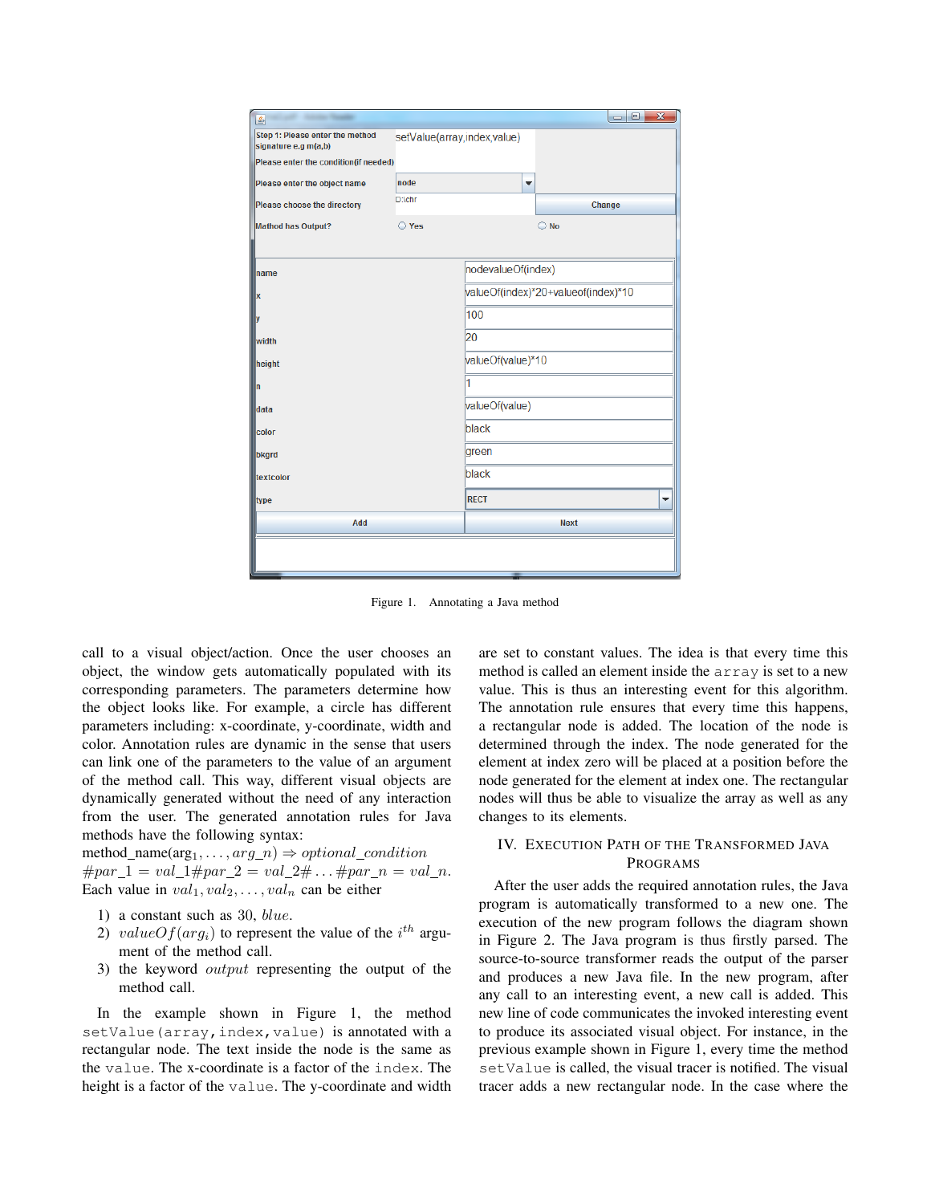Figure 1. Annotating a Java method

call to a visual object/action. Once the user chooses an object, the window gets automatically populated with its corresponding parameters. The parameters determine how the object looks like. For example, a circle has different parameters including: x-coordinate, y-coordinate, width and color. Annotation rules are dynamic in the sense that users can link one of the parameters to the value of an argument of the method call. This way, different visual objects are dynamically generated without the need of any interaction from the user. The generated annotation rules for Java methods have the following syntax:
method_name(arg$_1, \ldots, arg\_n) \Rightarrow optional\_condition$ $\#par\_1 = val\_1\#par\_2 = val\_2\# \ldots \#par\_n = val\_n$.
Each value in $val_1, val_2, \ldots, val_n$ can be either

1) a constant such as 30, *blue*.
2) $valueOf(arg_i)$ to represent the value of the $i^{th}$ argument of the method call.
3) the keyword *output* representing the output of the method call.

In the example shown in Figure 1, the method `setValue(array,index,value)` is annotated with a rectangular node. The text inside the node is the same as the `value`. The x-coordinate is a factor of the `index`. The height is a factor of the `value`. The y-coordinate and width are set to constant values. The idea is that every time this method is called an element inside the `array` is set to a new value. This is thus an interesting event for this algorithm. The annotation rule ensures that every time this happens, a rectangular node is added. The location of the node is determined through the index. The node generated for the element at index zero will be placed at a position before the node generated for the element at index one. The rectangular nodes will thus be able to visualize the array as well as any changes to its elements.

## IV. Execution Path of the Transformed Java Programs

After the user adds the required annotation rules, the Java program is automatically transformed to a new one. The execution of the new program follows the diagram shown in Figure 2. The Java program is thus firstly parsed. The source-to-source transformer reads the output of the parser and produces a new Java file. In the new program, after any call to an interesting event, a new call is added. This new line of code communicates the invoked interesting event to produce its associated visual object. For instance, in the previous example shown in Figure 1, every time the method `setValue` is called, the visual tracer is notified. The visual tracer adds a new rectangular node. In the case where the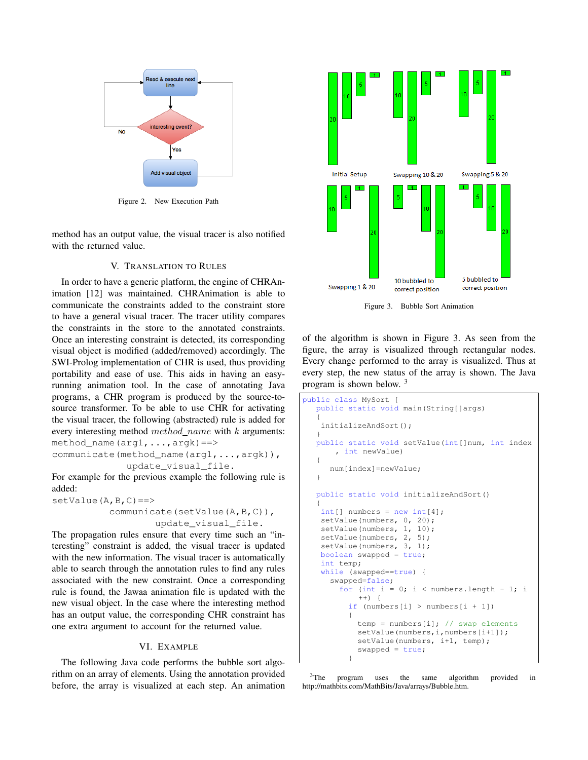Figure 2. New Execution Path

method has an output value, the visual tracer is also notified with the returned value.

## V. Translation to Rules

In order to have a generic platform, the engine of CHRAnimation [12] was maintained. CHRAnimation is able to communicate the constraints added to the constraint store to have a general visual tracer. The tracer utility compares the constraints in the store to the annotated constraints. Once an interesting constraint is detected, its corresponding visual object is modified (added/removed) accordingly. The SWI-Prolog implementation of CHR is used, thus providing portability and ease of use. This aids in having an easy-running animation tool. In the case of annotating Java programs, a CHR program is produced by the source-to-source transformer. To be able to use CHR for activating the visual tracer, the following (abstracted) rule is added for every interesting method *method_name* with $k$ arguments:

```
method_name(arg1,...,argk)==>
communicate(method_name(arg1,...,argk)),
          update_visual_file.
```

For example for the previous example the following rule is added:

```
setValue(A,B,C)==>
          communicate(setValue(A,B,C)),
                   update_visual_file.
```

The propagation rules ensure that every time such an "interesting" constraint is added, the visual tracer is updated with the new information. The visual tracer is automatically able to search through the annotation rules to find any rules associated with the new constraint. Once a corresponding rule is found, the Jawaa animation file is updated with the new visual object. In the case where the interesting method has an output value, the corresponding CHR constraint has one extra argument to account for the returned value.

## VI. Example

The following Java code performs the bubble sort algorithm on an array of elements. Using the annotation provided before, the array is visualized at each step. An animation of the algorithm is shown in Figure 3. As seen from the figure, the array is visualized through rectangular nodes. Every change performed to the array is visualized. Thus at every step, the new status of the array is shown. The Java program is shown below. [3]

Figure 3. Bubble Sort Animation

```
public class MySort {
   public static void main(String[]args)
   {
    initializeAndSort();
   }
   public static void setValue(int[]num, int index
       , int newValue)
   {
      num[index]=newValue;
   }

   public static void initializeAndSort()
   {
    int[] numbers = new int[4];
    setValue(numbers, 0, 20);
    setValue(numbers, 1, 10);
    setValue(numbers, 2, 5);
    setValue(numbers, 3, 1);
    boolean swapped = true;
    int temp;
    while (swapped==true) {
      swapped=false;
        for (int i = 0; i < numbers.length - 1; i
            ++) {
          if (numbers[i] > numbers[i + 1])
          {
            temp = numbers[i]; // swap elements
            setValue(numbers,i,numbers[i+1]);
            setValue(numbers, i+1, temp);
            swapped = true;
          }
```

[3] The program uses the same algorithm provided in http://mathbits.com/MathBits/Java/arrays/Bubble.htm.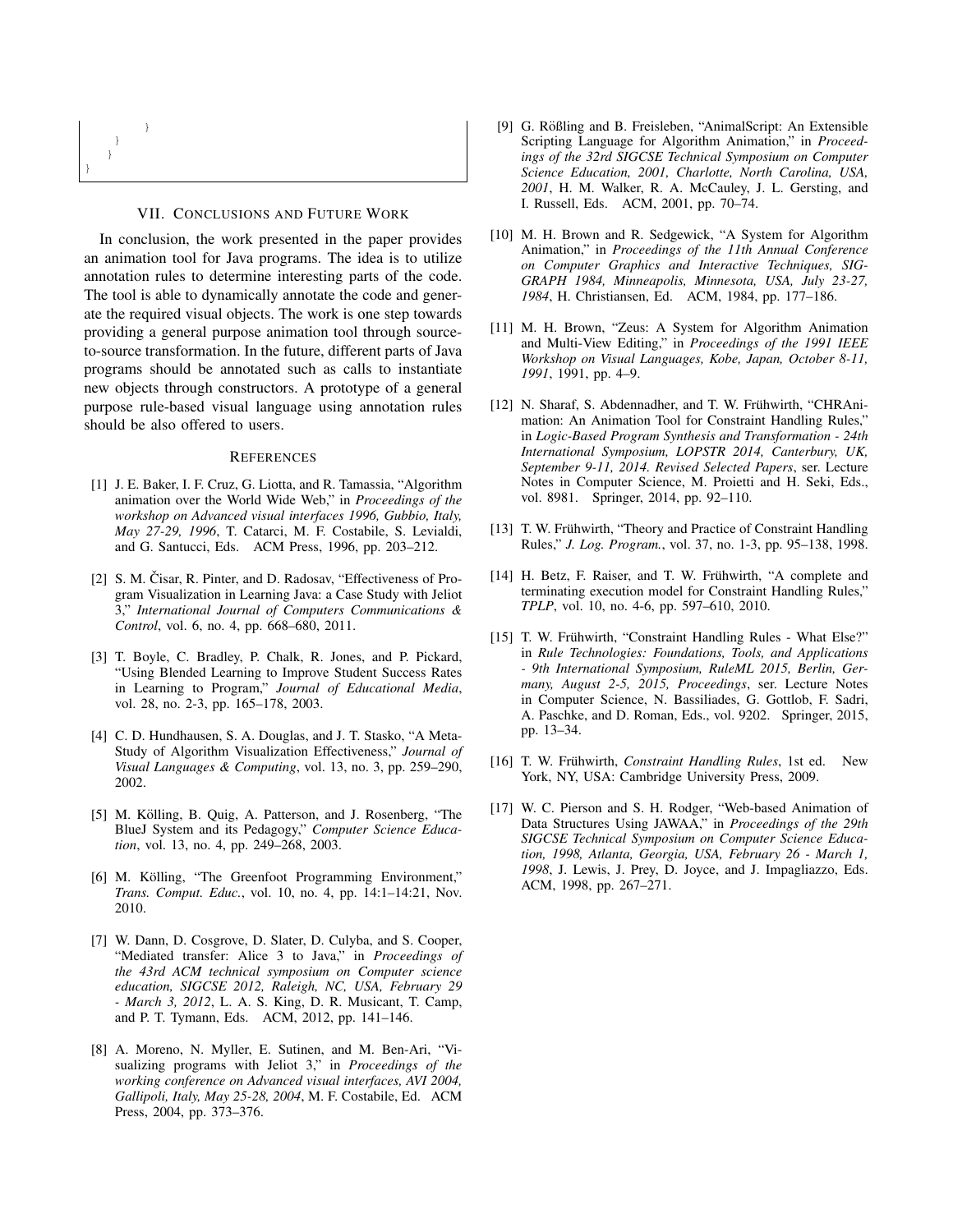```
            }
        }
    }
}
```

## VII. Conclusions and Future Work

In conclusion, the work presented in the paper provides an animation tool for Java programs. The idea is to utilize annotation rules to determine interesting parts of the code. The tool is able to dynamically annotate the code and generate the required visual objects. The work is one step towards providing a general purpose animation tool through source-to-source transformation. In the future, different parts of Java programs should be annotated such as calls to instantiate new objects through constructors. A prototype of a general purpose rule-based visual language using annotation rules should be also offered to users.

## References

[1] J. E. Baker, I. F. Cruz, G. Liotta, and R. Tamassia, "Algorithm animation over the World Wide Web," in *Proceedings of the workshop on Advanced visual interfaces 1996, Gubbio, Italy, May 27-29, 1996*, T. Catarci, M. F. Costabile, S. Levialdi, and G. Santucci, Eds. ACM Press, 1996, pp. 203–212.

[2] S. M. Čisar, R. Pinter, and D. Radosav, "Effectiveness of Program Visualization in Learning Java: a Case Study with Jeliot 3," *International Journal of Computers Communications & Control*, vol. 6, no. 4, pp. 668–680, 2011.

[3] T. Boyle, C. Bradley, P. Chalk, R. Jones, and P. Pickard, "Using Blended Learning to Improve Student Success Rates in Learning to Program," *Journal of Educational Media*, vol. 28, no. 2-3, pp. 165–178, 2003.

[4] C. D. Hundhausen, S. A. Douglas, and J. T. Stasko, "A Meta-Study of Algorithm Visualization Effectiveness," *Journal of Visual Languages & Computing*, vol. 13, no. 3, pp. 259–290, 2002.

[5] M. Kölling, B. Quig, A. Patterson, and J. Rosenberg, "The BlueJ System and its Pedagogy," *Computer Science Education*, vol. 13, no. 4, pp. 249–268, 2003.

[6] M. Kölling, "The Greenfoot Programming Environment," *Trans. Comput. Educ.*, vol. 10, no. 4, pp. 14:1–14:21, Nov. 2010.

[7] W. Dann, D. Cosgrove, D. Slater, D. Culyba, and S. Cooper, "Mediated transfer: Alice 3 to Java," in *Proceedings of the 43rd ACM technical symposium on Computer science education, SIGCSE 2012, Raleigh, NC, USA, February 29 - March 3, 2012*, L. A. S. King, D. R. Musicant, T. Camp, and P. T. Tymann, Eds. ACM, 2012, pp. 141–146.

[8] A. Moreno, N. Myller, E. Sutinen, and M. Ben-Ari, "Visualizing programs with Jeliot 3," in *Proceedings of the working conference on Advanced visual interfaces, AVI 2004, Gallipoli, Italy, May 25-28, 2004*, M. F. Costabile, Ed. ACM Press, 2004, pp. 373–376.

[9] G. Rößling and B. Freisleben, "AnimalScript: An Extensible Scripting Language for Algorithm Animation," in *Proceedings of the 32rd SIGCSE Technical Symposium on Computer Science Education, 2001, Charlotte, North Carolina, USA, 2001*, H. M. Walker, R. A. McCauley, J. L. Gersting, and I. Russell, Eds. ACM, 2001, pp. 70–74.

[10] M. H. Brown and R. Sedgewick, "A System for Algorithm Animation," in *Proceedings of the 11th Annual Conference on Computer Graphics and Interactive Techniques, SIGGRAPH 1984, Minneapolis, Minnesota, USA, July 23-27, 1984*, H. Christiansen, Ed. ACM, 1984, pp. 177–186.

[11] M. H. Brown, "Zeus: A System for Algorithm Animation and Multi-View Editing," in *Proceedings of the 1991 IEEE Workshop on Visual Languages, Kobe, Japan, October 8-11, 1991*, 1991, pp. 4–9.

[12] N. Sharaf, S. Abdennadher, and T. W. Frühwirth, "CHRAnimation: An Animation Tool for Constraint Handling Rules," in *Logic-Based Program Synthesis and Transformation - 24th International Symposium, LOPSTR 2014, Canterbury, UK, September 9-11, 2014. Revised Selected Papers*, ser. Lecture Notes in Computer Science, M. Proietti and H. Seki, Eds., vol. 8981. Springer, 2014, pp. 92–110.

[13] T. W. Frühwirth, "Theory and Practice of Constraint Handling Rules," *J. Log. Program.*, vol. 37, no. 1-3, pp. 95–138, 1998.

[14] H. Betz, F. Raiser, and T. W. Frühwirth, "A complete and terminating execution model for Constraint Handling Rules," *TPLP*, vol. 10, no. 4-6, pp. 597–610, 2010.

[15] T. W. Frühwirth, "Constraint Handling Rules - What Else?" in *Rule Technologies: Foundations, Tools, and Applications - 9th International Symposium, RuleML 2015, Berlin, Germany, August 2-5, 2015, Proceedings*, ser. Lecture Notes in Computer Science, N. Bassiliades, G. Gottlob, F. Sadri, A. Paschke, and D. Roman, Eds., vol. 9202. Springer, 2015, pp. 13–34.

[16] T. W. Frühwirth, *Constraint Handling Rules*, 1st ed. New York, NY, USA: Cambridge University Press, 2009.

[17] W. C. Pierson and S. H. Rodger, "Web-based Animation of Data Structures Using JAWAA," in *Proceedings of the 29th SIGCSE Technical Symposium on Computer Science Education, 1998, Atlanta, Georgia, USA, February 26 - March 1, 1998*, J. Lewis, J. Prey, D. Joyce, and J. Impagliazzo, Eds. ACM, 1998, pp. 267–271.